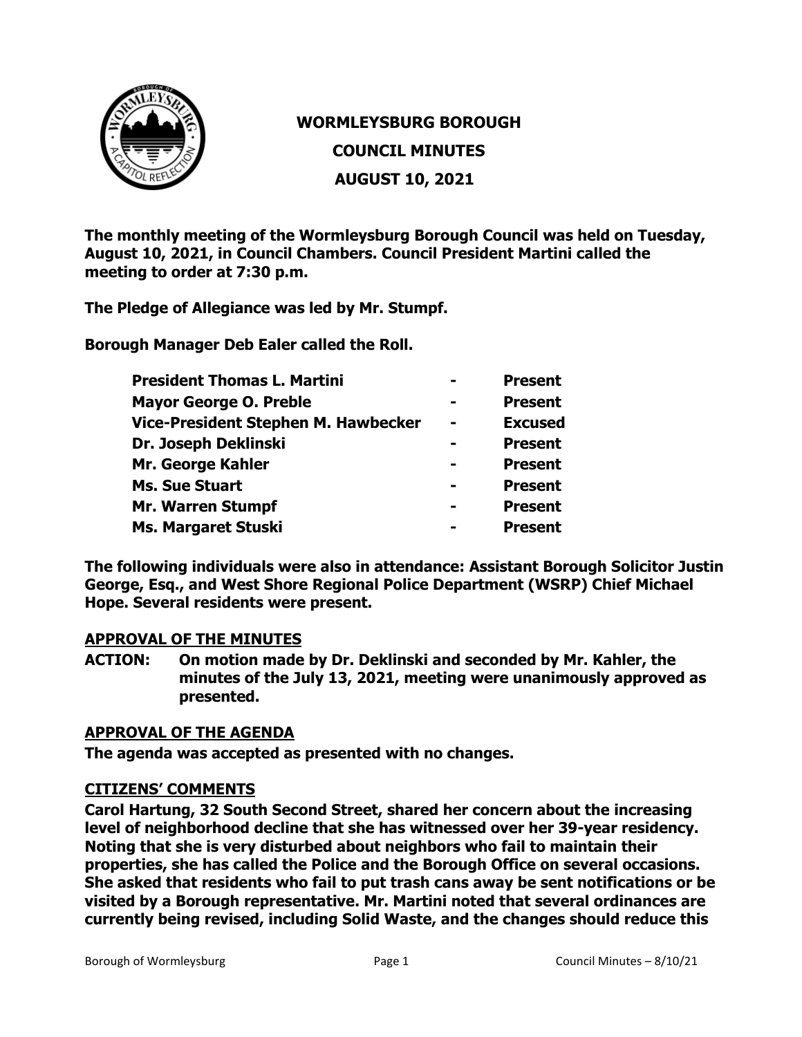# WORMLEYSBURG BOROUGH
## COUNCIL MINUTES
## AUGUST 10, 2021

**The monthly meeting of the Wormleysburg Borough Council was held on Tuesday, August 10, 2021, in Council Chambers. Council President Martini called the meeting to order at 7:30 p.m.**

**The Pledge of Allegiance was led by Mr. Stumpf.**

**Borough Manager Deb Ealer called the Roll.**

| | | |
|---|---|---|
| **President Thomas L. Martini** | **-** | **Present** |
| **Mayor George O. Preble** | **-** | **Present** |
| **Vice-President Stephen M. Hawbecker** | **-** | **Excused** |
| **Dr. Joseph Deklinski** | **-** | **Present** |
| **Mr. George Kahler** | **-** | **Present** |
| **Ms. Sue Stuart** | **-** | **Present** |
| **Mr. Warren Stumpf** | **-** | **Present** |
| **Ms. Margaret Stuski** | **-** | **Present** |

**The following individuals were also in attendance: Assistant Borough Solicitor Justin George, Esq., and West Shore Regional Police Department (WSRP) Chief Michael Hope. Several residents were present.**

**APPROVAL OF THE MINUTES**

**ACTION: On motion made by Dr. Deklinski and seconded by Mr. Kahler, the minutes of the July 13, 2021, meeting were unanimously approved as presented.**

**APPROVAL OF THE AGENDA**

**The agenda was accepted as presented with no changes.**

**CITIZENS' COMMENTS**

**Carol Hartung, 32 South Second Street, shared her concern about the increasing level of neighborhood decline that she has witnessed over her 39-year residency. Noting that she is very disturbed about neighbors who fail to maintain their properties, she has called the Police and the Borough Office on several occasions. She asked that residents who fail to put trash cans away be sent notifications or be visited by a Borough representative. Mr. Martini noted that several ordinances are currently being revised, including Solid Waste, and the changes should reduce this**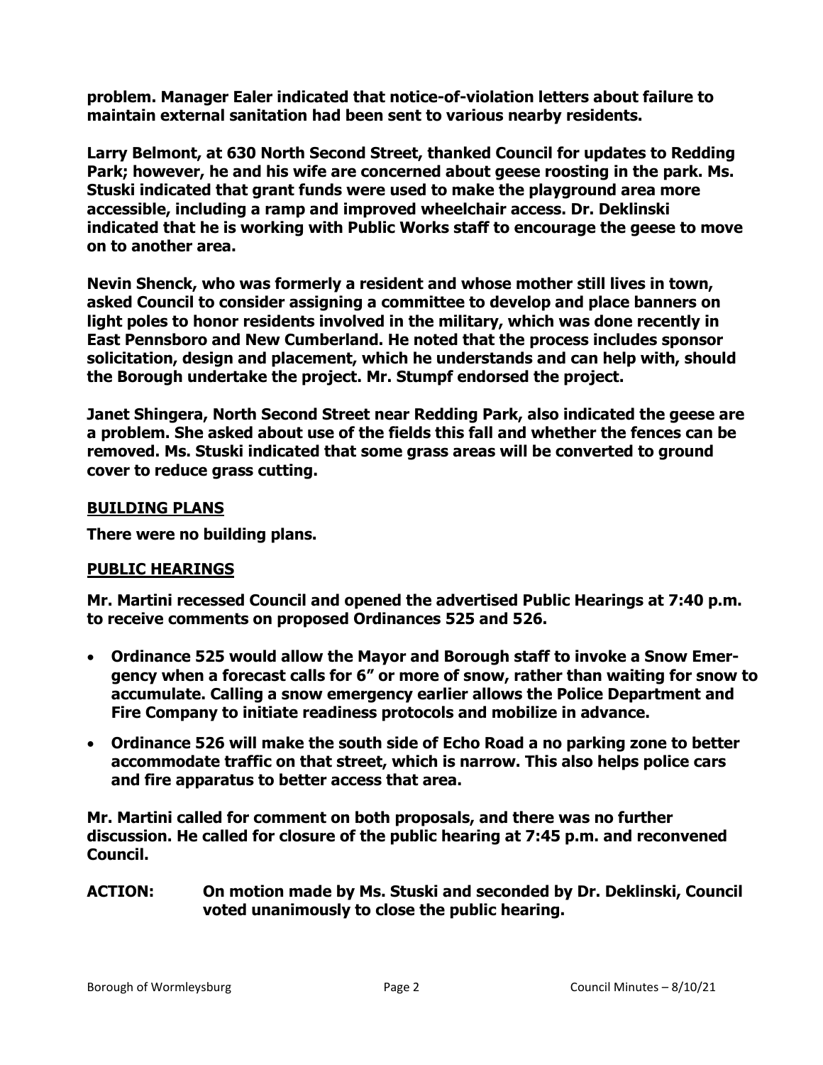**problem. Manager Ealer indicated that notice-of-violation letters about failure to maintain external sanitation had been sent to various nearby residents.**

**Larry Belmont, at 630 North Second Street, thanked Council for updates to Redding Park; however, he and his wife are concerned about geese roosting in the park. Ms. Stuski indicated that grant funds were used to make the playground area more accessible, including a ramp and improved wheelchair access. Dr. Deklinski indicated that he is working with Public Works staff to encourage the geese to move on to another area.**

**Nevin Shenck, who was formerly a resident and whose mother still lives in town, asked Council to consider assigning a committee to develop and place banners on light poles to honor residents involved in the military, which was done recently in East Pennsboro and New Cumberland. He noted that the process includes sponsor solicitation, design and placement, which he understands and can help with, should the Borough undertake the project. Mr. Stumpf endorsed the project.**

**Janet Shingera, North Second Street near Redding Park, also indicated the geese are a problem. She asked about use of the fields this fall and whether the fences can be removed. Ms. Stuski indicated that some grass areas will be converted to ground cover to reduce grass cutting.**

## BUILDING PLANS

**There were no building plans.**

## PUBLIC HEARINGS

**Mr. Martini recessed Council and opened the advertised Public Hearings at 7:40 p.m. to receive comments on proposed Ordinances 525 and 526.**

- **Ordinance 525 would allow the Mayor and Borough staff to invoke a Snow Emergency when a forecast calls for 6" or more of snow, rather than waiting for snow to accumulate. Calling a snow emergency earlier allows the Police Department and Fire Company to initiate readiness protocols and mobilize in advance.**
- **Ordinance 526 will make the south side of Echo Road a no parking zone to better accommodate traffic on that street, which is narrow. This also helps police cars and fire apparatus to better access that area.**

**Mr. Martini called for comment on both proposals, and there was no further discussion. He called for closure of the public hearing at 7:45 p.m. and reconvened Council.**

**ACTION:** **On motion made by Ms. Stuski and seconded by Dr. Deklinski, Council voted unanimously to close the public hearing.**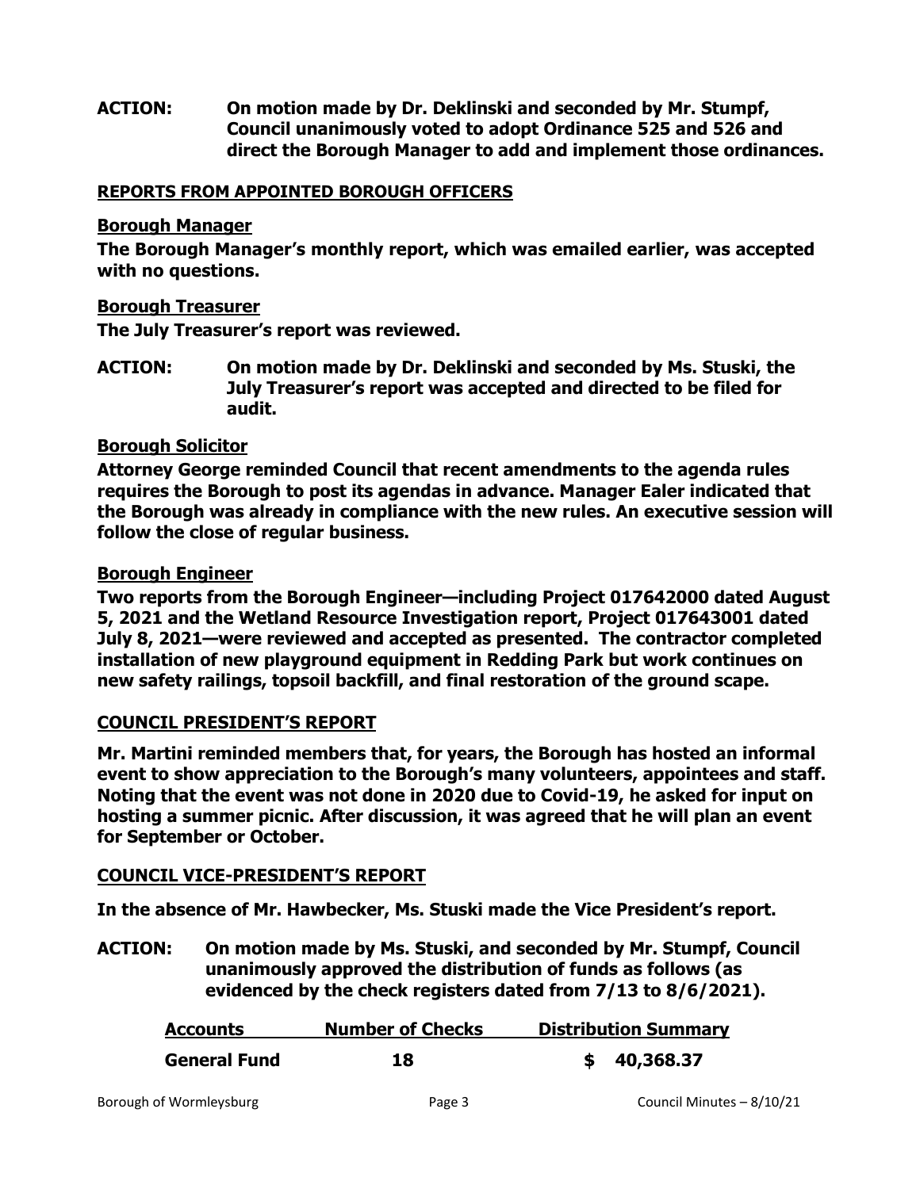**ACTION: On motion made by Dr. Deklinski and seconded by Mr. Stumpf, Council unanimously voted to adopt Ordinance 525 and 526 and direct the Borough Manager to add and implement those ordinances.**

## REPORTS FROM APPOINTED BOROUGH OFFICERS

### Borough Manager

**The Borough Manager's monthly report, which was emailed earlier, was accepted with no questions.**

### Borough Treasurer

**The July Treasurer's report was reviewed.**

**ACTION: On motion made by Dr. Deklinski and seconded by Ms. Stuski, the July Treasurer's report was accepted and directed to be filed for audit.**

### Borough Solicitor

**Attorney George reminded Council that recent amendments to the agenda rules requires the Borough to post its agendas in advance. Manager Ealer indicated that the Borough was already in compliance with the new rules. An executive session will follow the close of regular business.**

### Borough Engineer

**Two reports from the Borough Engineer—including Project 017642000 dated August 5, 2021 and the Wetland Resource Investigation report, Project 017643001 dated July 8, 2021—were reviewed and accepted as presented. The contractor completed installation of new playground equipment in Redding Park but work continues on new safety railings, topsoil backfill, and final restoration of the ground scape.**

## COUNCIL PRESIDENT'S REPORT

**Mr. Martini reminded members that, for years, the Borough has hosted an informal event to show appreciation to the Borough's many volunteers, appointees and staff. Noting that the event was not done in 2020 due to Covid-19, he asked for input on hosting a summer picnic. After discussion, it was agreed that he will plan an event for September or October.**

## COUNCIL VICE-PRESIDENT'S REPORT

**In the absence of Mr. Hawbecker, Ms. Stuski made the Vice President's report.**

**ACTION: On motion made by Ms. Stuski, and seconded by Mr. Stumpf, Council unanimously approved the distribution of funds as follows (as evidenced by the check registers dated from 7/13 to 8/6/2021).**

| Accounts | Number of Checks | Distribution Summary |
|---|---|---|
| **General Fund** | **18** | **$ 40,368.37** |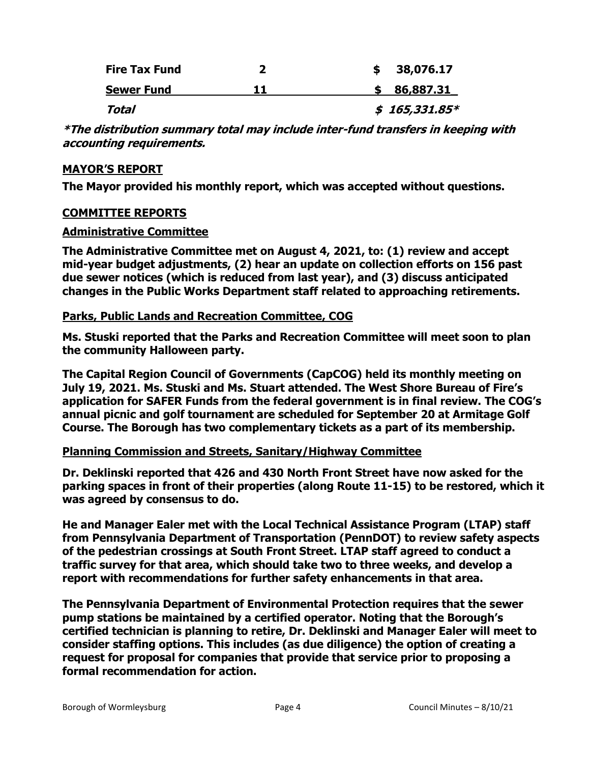| | | |
|---|---|---|
| **Fire Tax Fund** | **2** | **$ 38,076.17** |
| **Sewer Fund** | **11** | **$ 86,887.31** |
| ***Total*** | | ***$ 165,331.85**** |

***The distribution summary total may include inter-fund transfers in keeping with accounting requirements.***

**MAYOR'S REPORT**

**The Mayor provided his monthly report, which was accepted without questions.**

**COMMITTEE REPORTS**

**Administrative Committee**

**The Administrative Committee met on August 4, 2021, to: (1) review and accept mid-year budget adjustments, (2) hear an update on collection efforts on 156 past due sewer notices (which is reduced from last year), and (3) discuss anticipated changes in the Public Works Department staff related to approaching retirements.**

**Parks, Public Lands and Recreation Committee, COG**

**Ms. Stuski reported that the Parks and Recreation Committee will meet soon to plan the community Halloween party.**

**The Capital Region Council of Governments (CapCOG) held its monthly meeting on July 19, 2021. Ms. Stuski and Ms. Stuart attended. The West Shore Bureau of Fire's application for SAFER Funds from the federal government is in final review. The COG's annual picnic and golf tournament are scheduled for September 20 at Armitage Golf Course. The Borough has two complementary tickets as a part of its membership.**

**Planning Commission and Streets, Sanitary/Highway Committee**

**Dr. Deklinski reported that 426 and 430 North Front Street have now asked for the parking spaces in front of their properties (along Route 11-15) to be restored, which it was agreed by consensus to do.**

**He and Manager Ealer met with the Local Technical Assistance Program (LTAP) staff from Pennsylvania Department of Transportation (PennDOT) to review safety aspects of the pedestrian crossings at South Front Street. LTAP staff agreed to conduct a traffic survey for that area, which should take two to three weeks, and develop a report with recommendations for further safety enhancements in that area.**

**The Pennsylvania Department of Environmental Protection requires that the sewer pump stations be maintained by a certified operator. Noting that the Borough's certified technician is planning to retire, Dr. Deklinski and Manager Ealer will meet to consider staffing options. This includes (as due diligence) the option of creating a request for proposal for companies that provide that service prior to proposing a formal recommendation for action.**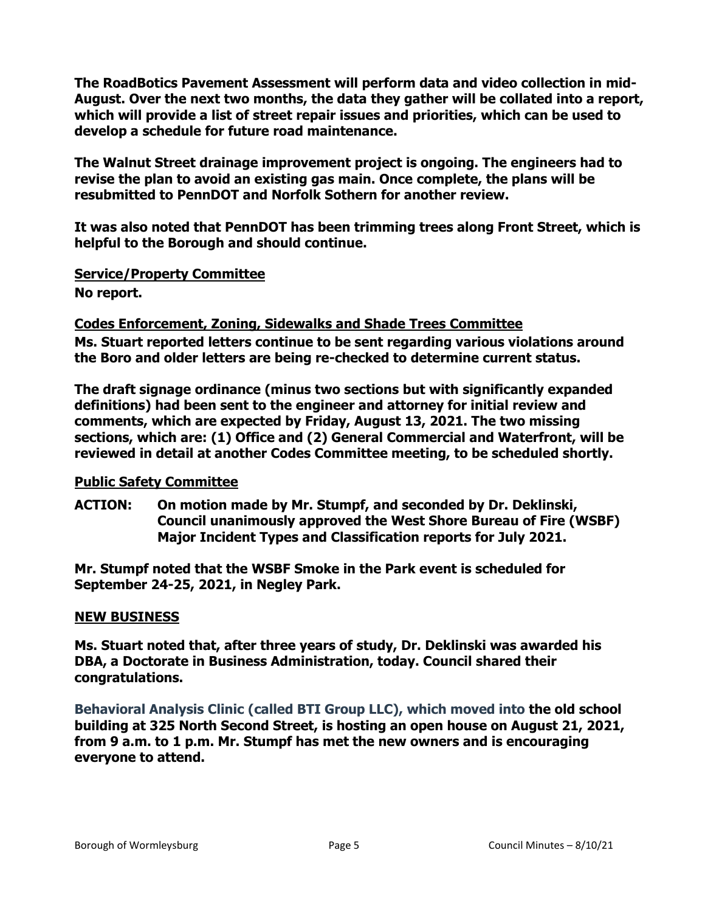**The RoadBotics Pavement Assessment will perform data and video collection in mid-August. Over the next two months, the data they gather will be collated into a report, which will provide a list of street repair issues and priorities, which can be used to develop a schedule for future road maintenance.**

**The Walnut Street drainage improvement project is ongoing. The engineers had to revise the plan to avoid an existing gas main. Once complete, the plans will be resubmitted to PennDOT and Norfolk Sothern for another review.**

**It was also noted that PennDOT has been trimming trees along Front Street, which is helpful to the Borough and should continue.**

**Service/Property Committee**

**No report.**

**Codes Enforcement, Zoning, Sidewalks and Shade Trees Committee**

**Ms. Stuart reported letters continue to be sent regarding various violations around the Boro and older letters are being re-checked to determine current status.**

**The draft signage ordinance (minus two sections but with significantly expanded definitions) had been sent to the engineer and attorney for initial review and comments, which are expected by Friday, August 13, 2021. The two missing sections, which are: (1) Office and (2) General Commercial and Waterfront, will be reviewed in detail at another Codes Committee meeting, to be scheduled shortly.**

**Public Safety Committee**

**ACTION: On motion made by Mr. Stumpf, and seconded by Dr. Deklinski, Council unanimously approved the West Shore Bureau of Fire (WSBF) Major Incident Types and Classification reports for July 2021.**

**Mr. Stumpf noted that the WSBF Smoke in the Park event is scheduled for September 24-25, 2021, in Negley Park.**

**NEW BUSINESS**

**Ms. Stuart noted that, after three years of study, Dr. Deklinski was awarded his DBA, a Doctorate in Business Administration, today. Council shared their congratulations.**

**Behavioral Analysis Clinic (called BTI Group LLC), which moved into the old school building at 325 North Second Street, is hosting an open house on August 21, 2021, from 9 a.m. to 1 p.m. Mr. Stumpf has met the new owners and is encouraging everyone to attend.**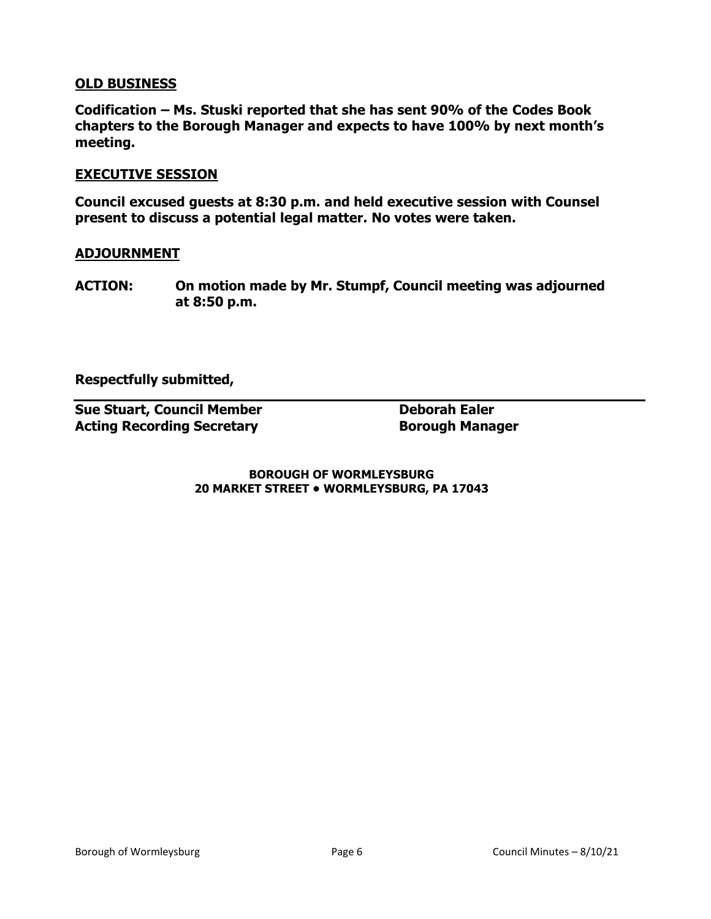## OLD BUSINESS

**Codification – Ms. Stuski reported that she has sent 90% of the Codes Book chapters to the Borough Manager and expects to have 100% by next month's meeting.**

## EXECUTIVE SESSION

**Council excused guests at 8:30 p.m. and held executive session with Counsel present to discuss a potential legal matter. No votes were taken.**

## ADJOURNMENT

**ACTION: On motion made by Mr. Stumpf, Council meeting was adjourned at 8:50 p.m.**

**Respectfully submitted,**

**Sue Stuart, Council Member**
**Acting Recording Secretary**

**Deborah Ealer**
**Borough Manager**

**BOROUGH OF WORMLEYSBURG**
**20 MARKET STREET • WORMLEYSBURG, PA 17043**